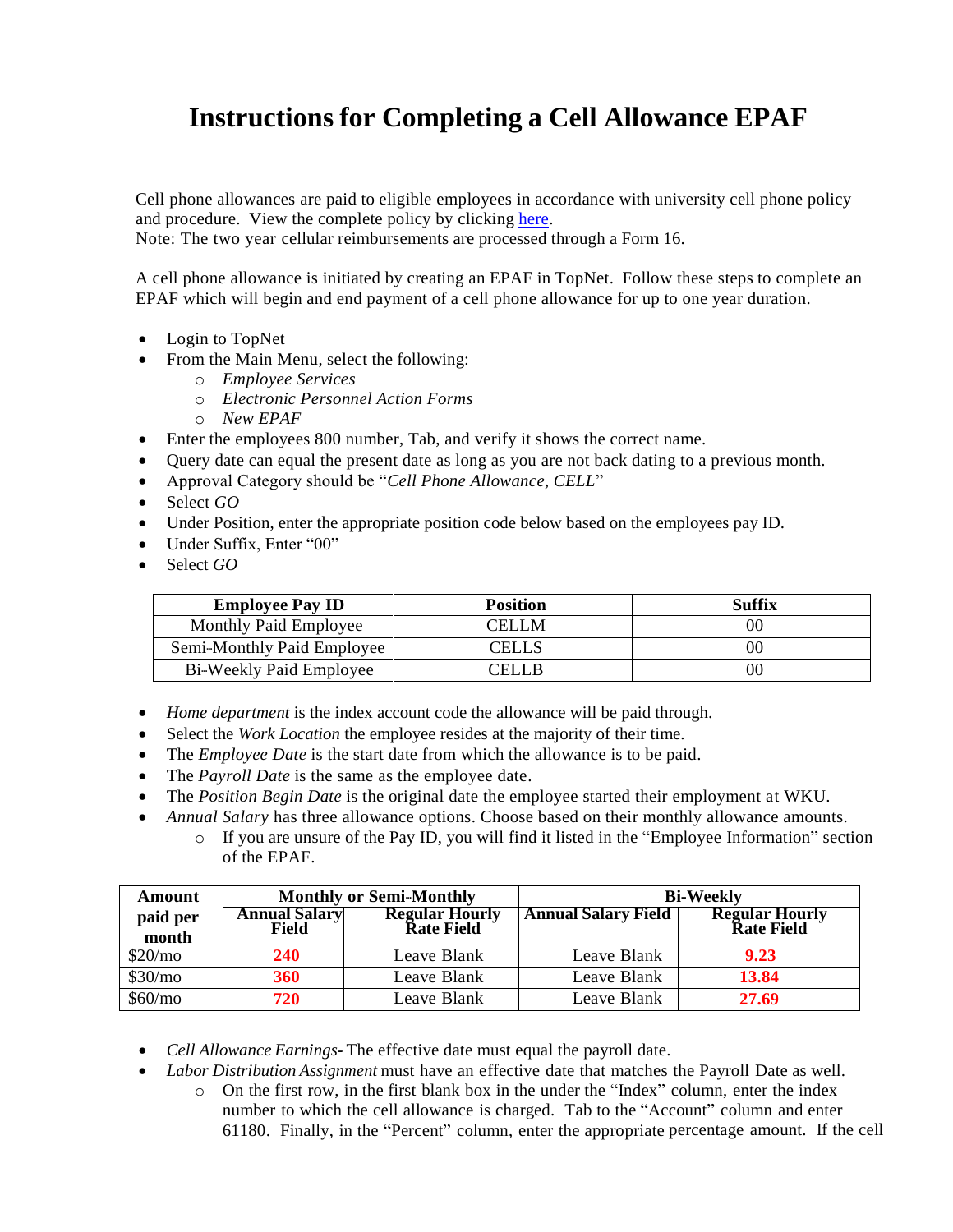# Instructions for Completing a Cell Allowance EPAF

Cell phone allowances are paid to eligible employees in accordance with university cell phone policy and procedure. View the complete policy by clicking [here](here).
Note: The two year cellular reimbursements are processed through a Form 16.

A cell phone allowance is initiated by creating an EPAF in TopNet. Follow these steps to complete an EPAF which will begin and end payment of a cell phone allowance for up to one year duration.

- Login to TopNet
- From the Main Menu, select the following:
  - *Employee Services*
  - *Electronic Personnel Action Forms*
  - *New EPAF*
- Enter the employees 800 number, Tab, and verify it shows the correct name.
- Query date can equal the present date as long as you are not back dating to a previous month.
- Approval Category should be "*Cell Phone Allowance, CELL*"
- Select *GO*
- Under Position, enter the appropriate position code below based on the employees pay ID.
- Under Suffix, Enter "00"
- Select *GO*

| Employee Pay ID | Position | Suffix |
|---|---|---|
| Monthly Paid Employee | CELLM | 00 |
| Semi-Monthly Paid Employee | CELLS | 00 |
| Bi-Weekly Paid Employee | CELLB | 00 |

- *Home department* is the index account code the allowance will be paid through.
- Select the *Work Location* the employee resides at the majority of their time.
- The *Employee Date* is the start date from which the allowance is to be paid.
- The *Payroll Date* is the same as the employee date.
- The *Position Begin Date* is the original date the employee started their employment at WKU.
- *Annual Salary* has three allowance options. Choose based on their monthly allowance amounts.
  - If you are unsure of the Pay ID, you will find it listed in the "Employee Information" section of the EPAF.

| Amount paid per month | Monthly or Semi-Monthly | | Bi-Weekly | |
|---|---|---|---|---|
| | Annual Salary Field | Regular Hourly Rate Field | Annual Salary Field | Regular Hourly Rate Field |
| $20/mo | **240** | Leave Blank | Leave Blank | **9.23** |
| $30/mo | **360** | Leave Blank | Leave Blank | **13.84** |
| $60/mo | **720** | Leave Blank | Leave Blank | **27.69** |

- *Cell Allowance Earnings*- The effective date must equal the payroll date.
- *Labor Distribution Assignment* must have an effective date that matches the Payroll Date as well.
  - On the first row, in the first blank box in the under the "Index" column, enter the index number to which the cell allowance is charged. Tab to the "Account" column and enter 61180. Finally, in the "Percent" column, enter the appropriate percentage amount. If the cell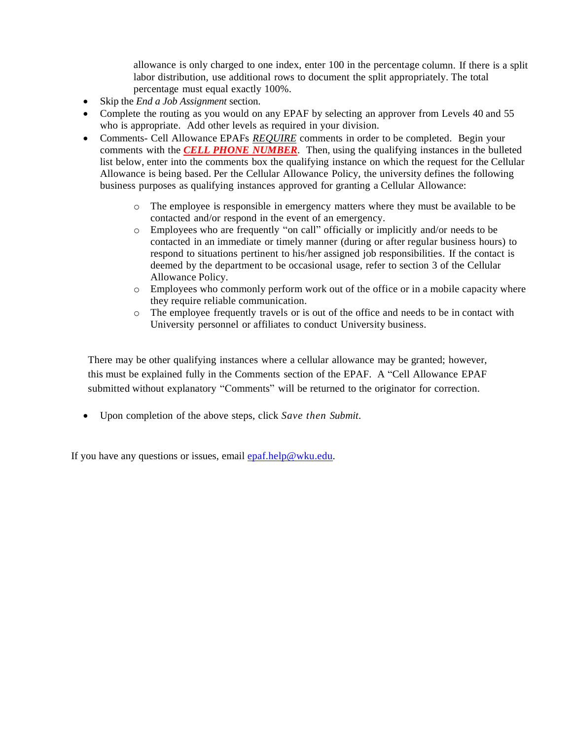allowance is only charged to one index, enter 100 in the percentage column. If there is a split labor distribution, use additional rows to document the split appropriately. The total percentage must equal exactly 100%.

- Skip the *End a Job Assignment* section.
- Complete the routing as you would on any EPAF by selecting an approver from Levels 40 and 55 who is appropriate. Add other levels as required in your division.
- Comments- Cell Allowance EPAFs ***REQUIRE*** comments in order to be completed. Begin your comments with the ***CELL PHONE NUMBER***. Then, using the qualifying instances in the bulleted list below, enter into the comments box the qualifying instance on which the request for the Cellular Allowance is being based. Per the Cellular Allowance Policy, the university defines the following business purposes as qualifying instances approved for granting a Cellular Allowance:
  - The employee is responsible in emergency matters where they must be available to be contacted and/or respond in the event of an emergency.
  - Employees who are frequently "on call" officially or implicitly and/or needs to be contacted in an immediate or timely manner (during or after regular business hours) to respond to situations pertinent to his/her assigned job responsibilities. If the contact is deemed by the department to be occasional usage, refer to section 3 of the Cellular Allowance Policy.
  - Employees who commonly perform work out of the office or in a mobile capacity where they require reliable communication.
  - The employee frequently travels or is out of the office and needs to be in contact with University personnel or affiliates to conduct University business.

There may be other qualifying instances where a cellular allowance may be granted; however, this must be explained fully in the Comments section of the EPAF. A "Cell Allowance EPAF submitted without explanatory "Comments" will be returned to the originator for correction.

- Upon completion of the above steps, click *Save then Submit.*

If you have any questions or issues, email epaf.help@wku.edu.